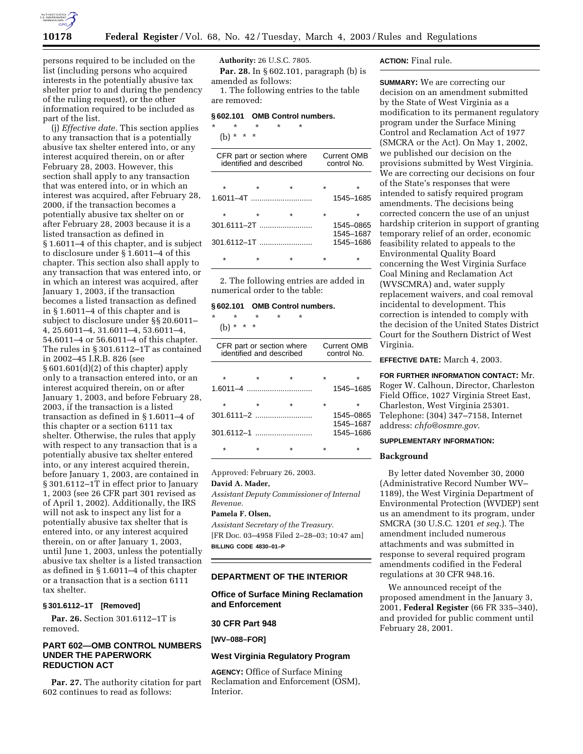persons required to be included on the list (including persons who acquired interests in the potentially abusive tax shelter prior to and during the pendency of the ruling request), or the other information required to be included as part of the list.

(j) *Effective date.* This section applies to any transaction that is a potentially abusive tax shelter entered into, or any interest acquired therein, on or after February 28, 2003. However, this section shall apply to any transaction that was entered into, or in which an interest was acquired, after February 28, 2000, if the transaction becomes a potentially abusive tax shelter on or after February 28, 2003 because it is a listed transaction as defined in § 1.6011–4 of this chapter, and is subject to disclosure under § 1.6011–4 of this chapter. This section also shall apply to any transaction that was entered into, or in which an interest was acquired, after January 1, 2003, if the transaction becomes a listed transaction as defined in § 1.6011–4 of this chapter and is subject to disclosure under §§ 20.6011–4, 25.6011–4, 31.6011–4, 53.6011–4, 54.6011–4 or 56.6011–4 of this chapter. The rules in § 301.6112–1T as contained in 2002–45 I.R.B. 826 (see § 601.601(d)(2) of this chapter) apply only to a transaction entered into, or an interest acquired therein, on or after January 1, 2003, and before February 28, 2003, if the transaction is a listed transaction as defined in § 1.6011–4 of this chapter or a section 6111 tax shelter. Otherwise, the rules that apply with respect to any transaction that is a potentially abusive tax shelter entered into, or any interest acquired therein, before January 1, 2003, are contained in § 301.6112–1T in effect prior to January 1, 2003 (see 26 CFR part 301 revised as of April 1, 2002). Additionally, the IRS will not ask to inspect any list for a potentially abusive tax shelter that is entered into, or any interest acquired therein, on or after January 1, 2003, until June 1, 2003, unless the potentially abusive tax shelter is a listed transaction as defined in § 1.6011–4 of this chapter or a transaction that is a section 6111 tax shelter.

#### § 301.6112–1T [Removed]

**Par. 26.** Section 301.6112–1T is removed.

### PART 602—OMB CONTROL NUMBERS UNDER THE PAPERWORK REDUCTION ACT

**Par. 27.** The authority citation for part 602 continues to read as follows:

**Authority:** 26 U.S.C. 7805.

**Par. 28.** In § 602.101, paragraph (b) is amended as follows:

1. The following entries to the table are removed:

#### § 602.101 OMB Control numbers.

\* \* \* \* \*

(b) \* \* \*

| CFR part or section where identified and described | Current OMB control No. |
|---|---|
| \* \* \* | \* \* |
| 1.6011–4T | 1545–1685 |
| \* \* \* | \* \* |
| 301.6111–2T | 1545–0865<br>1545–1687 |
| 301.6112–1T | 1545–1686 |
| \* \* \* | \* \* |

2. The following entries are added in numerical order to the table:

#### § 602.101 OMB Control numbers.

\* \* \* \* \*

(b) \* \* \*

| CFR part or section where identified and described | Current OMB control No. |
|---|---|
| \* \* \* | \* \* |
| 1.6011–4 | 1545–1685 |
| \* \* \* | \* \* |
| 301.6111–2 | 1545–0865<br>1545–1687 |
| 301.6112–1 | 1545–1686 |
| \* \* \* | \* \* |

Approved: February 26, 2003.

**David A. Mader,**

*Assistant Deputy Commissioner of Internal Revenue.*

**Pamela F. Olsen,**

*Assistant Secretary of the Treasury.*

[FR Doc. 03–4958 Filed 2–28–03; 10:47 am]

**BILLING CODE 4830–01–P**

## DEPARTMENT OF THE INTERIOR

### Office of Surface Mining Reclamation and Enforcement

### 30 CFR Part 948

**[WV–088–FOR]**

### West Virginia Regulatory Program

**AGENCY:** Office of Surface Mining Reclamation and Enforcement (OSM), Interior.

**ACTION:** Final rule.

**SUMMARY:** We are correcting our decision on an amendment submitted by the State of West Virginia as a modification to its permanent regulatory program under the Surface Mining Control and Reclamation Act of 1977 (SMCRA or the Act). On May 1, 2002, we published our decision on the provisions submitted by West Virginia. We are correcting our decisions on four of the State's responses that were intended to satisfy required program amendments. The decisions being corrected concern the use of an unjust hardship criterion in support of granting temporary relief of an order, economic feasibility related to appeals to the Environmental Quality Board concerning the West Virginia Surface Coal Mining and Reclamation Act (WVSCMRA) and, water supply replacement waivers, and coal removal incidental to development. This correction is intended to comply with the decision of the United States District Court for the Southern District of West Virginia.

**EFFECTIVE DATE:** March 4, 2003.

**FOR FURTHER INFORMATION CONTACT:** Mr. Roger W. Calhoun, Director, Charleston Field Office, 1027 Virginia Street East, Charleston, West Virginia 25301. Telephone: (304) 347–7158, Internet address: *chfo@osmre.gov*.

**SUPPLEMENTARY INFORMATION:**

### Background

By letter dated November 30, 2000 (Administrative Record Number WV–1189), the West Virginia Department of Environmental Protection (WVDEP) sent us an amendment to its program, under SMCRA (30 U.S.C. 1201 *et seq.*). The amendment included numerous attachments and was submitted in response to several required program amendments codified in the Federal regulations at 30 CFR 948.16.

We announced receipt of the proposed amendment in the January 3, 2001, **Federal Register** (66 FR 335–340), and provided for public comment until February 28, 2001.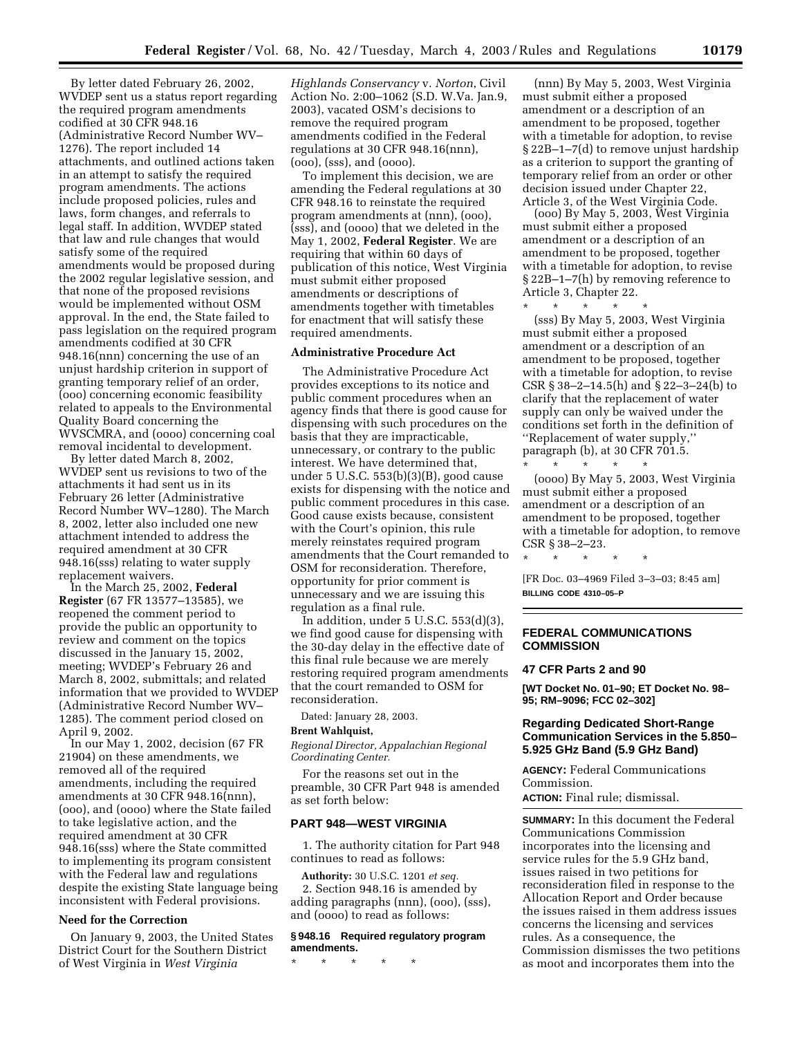By letter dated February 26, 2002, WVDEP sent us a status report regarding the required program amendments codified at 30 CFR 948.16 (Administrative Record Number WV–1276). The report included 14 attachments, and outlined actions taken in an attempt to satisfy the required program amendments. The actions include proposed policies, rules and laws, form changes, and referrals to legal staff. In addition, WVDEP stated that law and rule changes that would satisfy some of the required amendments would be proposed during the 2002 regular legislative session, and that none of the proposed revisions would be implemented without OSM approval. In the end, the State failed to pass legislation on the required program amendments codified at 30 CFR 948.16(nnn) concerning the use of an unjust hardship criterion in support of granting temporary relief of an order, (ooo) concerning economic feasibility related to appeals to the Environmental Quality Board concerning the WVSCMRA, and (oooo) concerning coal removal incidental to development.

By letter dated March 8, 2002, WVDEP sent us revisions to two of the attachments it had sent us in its February 26 letter (Administrative Record Number WV–1280). The March 8, 2002, letter also included one new attachment intended to address the required amendment at 30 CFR 948.16(sss) relating to water supply replacement waivers.

In the March 25, 2002, **Federal Register** (67 FR 13577–13585), we reopened the comment period to provide the public an opportunity to review and comment on the topics discussed in the January 15, 2002, meeting; WVDEP's February 26 and March 8, 2002, submittals; and related information that we provided to WVDEP (Administrative Record Number WV–1285). The comment period closed on April 9, 2002.

In our May 1, 2002, decision (67 FR 21904) on these amendments, we removed all of the required amendments, including the required amendments at 30 CFR 948.16(nnn), (ooo), and (oooo) where the State failed to take legislative action, and the required amendment at 30 CFR 948.16(sss) where the State committed to implementing its program consistent with the Federal law and regulations despite the existing State language being inconsistent with Federal provisions.

## Need for the Correction

On January 9, 2003, the United States District Court for the Southern District of West Virginia in *West Virginia Highlands Conservancy* v. *Norton*, Civil Action No. 2:00–1062 (S.D. W.Va. Jan.9, 2003), vacated OSM's decisions to remove the required program amendments codified in the Federal regulations at 30 CFR 948.16(nnn), (ooo), (sss), and (oooo).

To implement this decision, we are amending the Federal regulations at 30 CFR 948.16 to reinstate the required program amendments at (nnn), (ooo), (sss), and (oooo) that we deleted in the May 1, 2002, **Federal Register**. We are requiring that within 60 days of publication of this notice, West Virginia must submit either proposed amendments or descriptions of amendments together with timetables for enactment that will satisfy these required amendments.

## Administrative Procedure Act

The Administrative Procedure Act provides exceptions to its notice and public comment procedures when an agency finds that there is good cause for dispensing with such procedures on the basis that they are impracticable, unnecessary, or contrary to the public interest. We have determined that, under 5 U.S.C. 553(b)(3)(B), good cause exists for dispensing with the notice and public comment procedures in this case. Good cause exists because, consistent with the Court's opinion, this rule merely reinstates required program amendments that the Court remanded to OSM for reconsideration. Therefore, opportunity for prior comment is unnecessary and we are issuing this regulation as a final rule.

In addition, under 5 U.S.C. 553(d)(3), we find good cause for dispensing with the 30-day delay in the effective date of this final rule because we are merely restoring required program amendments that the court remanded to OSM for reconsideration.

Dated: January 28, 2003.

**Brent Wahlquist,**

*Regional Director, Appalachian Regional Coordinating Center.*

For the reasons set out in the preamble, 30 CFR Part 948 is amended as set forth below:

## PART 948—WEST VIRGINIA

1. The authority citation for Part 948 continues to read as follows:

**Authority:** 30 U.S.C. 1201 *et seq.*

2. Section 948.16 is amended by adding paragraphs (nnn), (ooo), (sss), and (oooo) to read as follows:

**§ 948.16 Required regulatory program amendments.**

\* \* \* \* \*

(nnn) By May 5, 2003, West Virginia must submit either a proposed amendment or a description of an amendment to be proposed, together with a timetable for adoption, to revise § 22B–1–7(d) to remove unjust hardship as a criterion to support the granting of temporary relief from an order or other decision issued under Chapter 22, Article 3, of the West Virginia Code.

(ooo) By May 5, 2003, West Virginia must submit either a proposed amendment or a description of an amendment to be proposed, together with a timetable for adoption, to revise § 22B–1–7(h) by removing reference to Article 3, Chapter 22.

\* \* \* \* \*

(sss) By May 5, 2003, West Virginia must submit either a proposed amendment or a description of an amendment to be proposed, together with a timetable for adoption, to revise CSR § 38–2–14.5(h) and § 22–3–24(b) to clarify that the replacement of water supply can only be waived under the conditions set forth in the definition of ''Replacement of water supply,'' paragraph (b), at 30 CFR 701.5.

\* \* \* \* \*

(oooo) By May 5, 2003, West Virginia must submit either a proposed amendment or a description of an amendment to be proposed, together with a timetable for adoption, to remove CSR § 38–2–23.

\* \* \* \* \*

[FR Doc. 03–4969 Filed 3–3–03; 8:45 am]

**BILLING CODE 4310–05–P**

---

## FEDERAL COMMUNICATIONS COMMISSION

### 47 CFR Parts 2 and 90

**[WT Docket No. 01–90; ET Docket No. 98–95; RM–9096; FCC 02–302]**

### Regarding Dedicated Short-Range Communication Services in the 5.850–5.925 GHz Band (5.9 GHz Band)

**AGENCY:** Federal Communications Commission.

**ACTION:** Final rule; dismissal.

**SUMMARY:** In this document the Federal Communications Commission incorporates into the licensing and service rules for the 5.9 GHz band, issues raised in two petitions for reconsideration filed in response to the Allocation Report and Order because the issues raised in them address issues concerns the licensing and services rules. As a consequence, the Commission dismisses the two petitions as moot and incorporates them into the